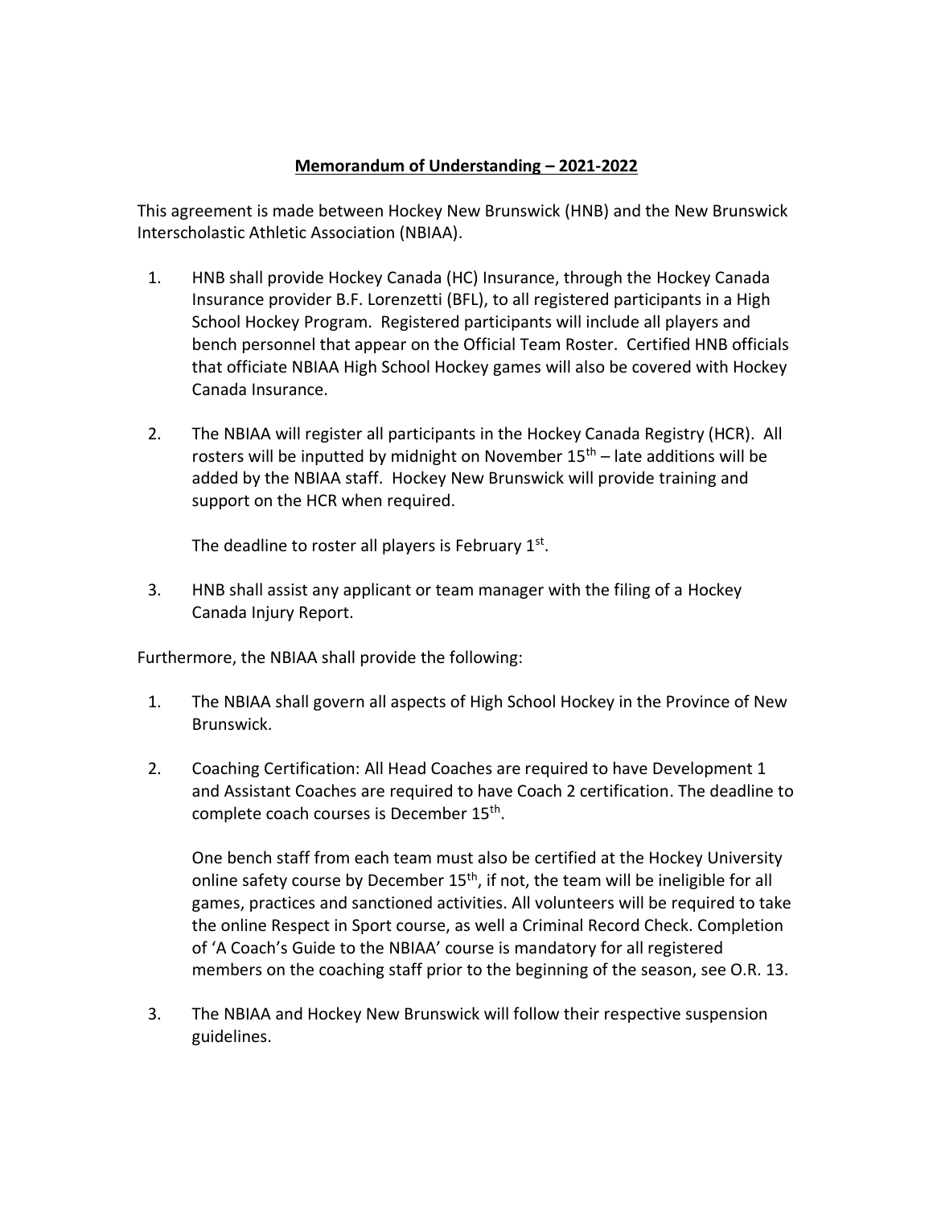# **Memorandum of Understanding – 2021-2022**

This agreement is made between Hockey New Brunswick (HNB) and the New Brunswick Interscholastic Athletic Association (NBIAA).

1. HNB shall provide Hockey Canada (HC) Insurance, through the Hockey Canada Insurance provider B.F. Lorenzetti (BFL), to all registered participants in a High School Hockey Program. Registered participants will include all players and bench personnel that appear on the Official Team Roster. Certified HNB officials that officiate NBIAA High School Hockey games will also be covered with Hockey Canada Insurance.

2. The NBIAA will register all participants in the Hockey Canada Registry (HCR). All rosters will be inputted by midnight on November 15th – late additions will be added by the NBIAA staff. Hockey New Brunswick will provide training and support on the HCR when required.

   The deadline to roster all players is February 1st.

3. HNB shall assist any applicant or team manager with the filing of a Hockey Canada Injury Report.

Furthermore, the NBIAA shall provide the following:

1. The NBIAA shall govern all aspects of High School Hockey in the Province of New Brunswick.

2. Coaching Certification: All Head Coaches are required to have Development 1 and Assistant Coaches are required to have Coach 2 certification. The deadline to complete coach courses is December 15th.

   One bench staff from each team must also be certified at the Hockey University online safety course by December 15th, if not, the team will be ineligible for all games, practices and sanctioned activities. All volunteers will be required to take the online Respect in Sport course, as well a Criminal Record Check. Completion of 'A Coach's Guide to the NBIAA' course is mandatory for all registered members on the coaching staff prior to the beginning of the season, see O.R. 13.

3. The NBIAA and Hockey New Brunswick will follow their respective suspension guidelines.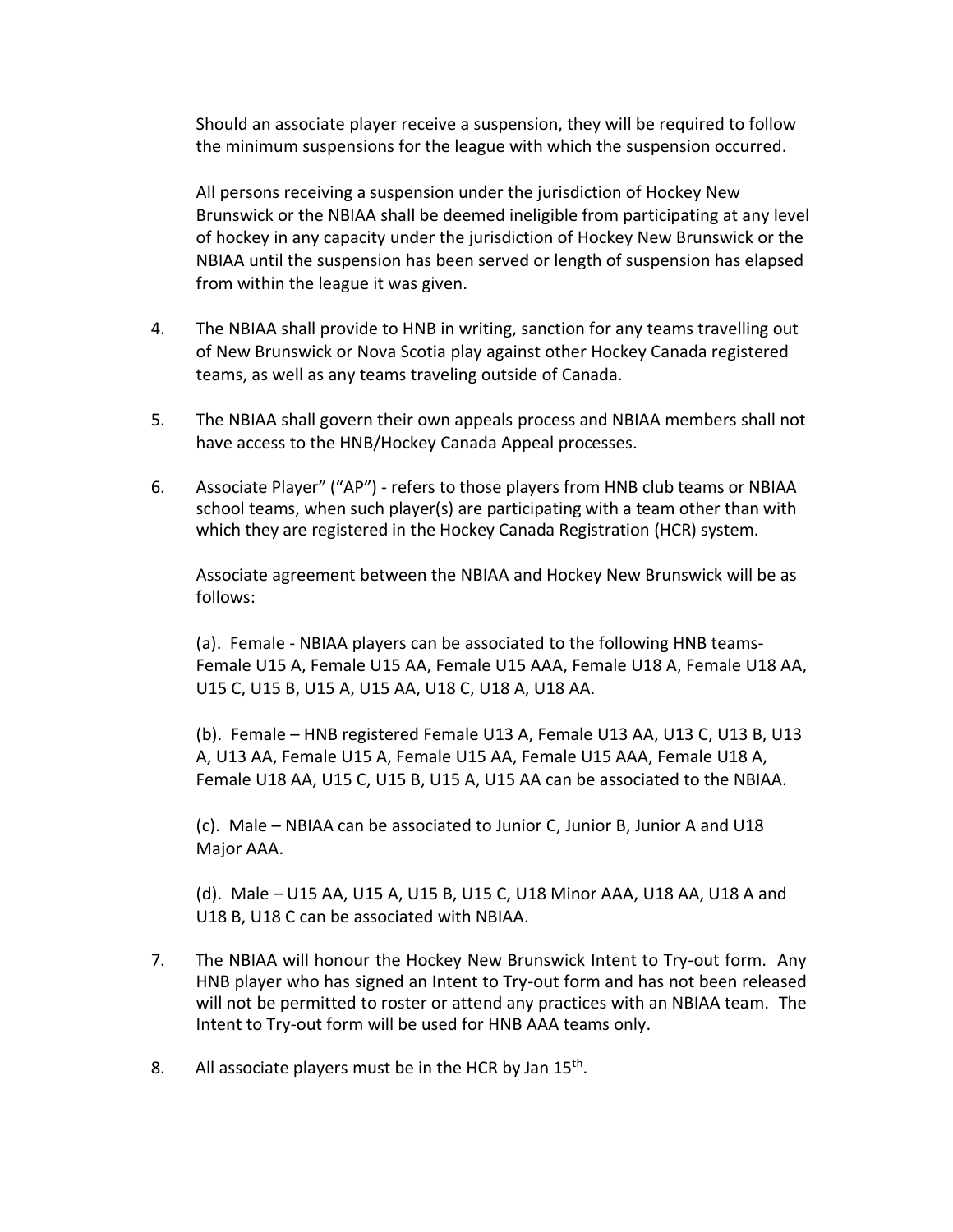Should an associate player receive a suspension, they will be required to follow the minimum suspensions for the league with which the suspension occurred.

All persons receiving a suspension under the jurisdiction of Hockey New Brunswick or the NBIAA shall be deemed ineligible from participating at any level of hockey in any capacity under the jurisdiction of Hockey New Brunswick or the NBIAA until the suspension has been served or length of suspension has elapsed from within the league it was given.

4. The NBIAA shall provide to HNB in writing, sanction for any teams travelling out of New Brunswick or Nova Scotia play against other Hockey Canada registered teams, as well as any teams traveling outside of Canada.

5. The NBIAA shall govern their own appeals process and NBIAA members shall not have access to the HNB/Hockey Canada Appeal processes.

6. Associate Player" ("AP") - refers to those players from HNB club teams or NBIAA school teams, when such player(s) are participating with a team other than with which they are registered in the Hockey Canada Registration (HCR) system.

   Associate agreement between the NBIAA and Hockey New Brunswick will be as follows:

   (a). Female - NBIAA players can be associated to the following HNB teams- Female U15 A, Female U15 AA, Female U15 AAA, Female U18 A, Female U18 AA, U15 C, U15 B, U15 A, U15 AA, U18 C, U18 A, U18 AA.

   (b). Female – HNB registered Female U13 A, Female U13 AA, U13 C, U13 B, U13 A, U13 AA, Female U15 A, Female U15 AA, Female U15 AAA, Female U18 A, Female U18 AA, U15 C, U15 B, U15 A, U15 AA can be associated to the NBIAA.

   (c). Male – NBIAA can be associated to Junior C, Junior B, Junior A and U18 Major AAA.

   (d). Male – U15 AA, U15 A, U15 B, U15 C, U18 Minor AAA, U18 AA, U18 A and U18 B, U18 C can be associated with NBIAA.

7. The NBIAA will honour the Hockey New Brunswick Intent to Try-out form. Any HNB player who has signed an Intent to Try-out form and has not been released will not be permitted to roster or attend any practices with an NBIAA team. The Intent to Try-out form will be used for HNB AAA teams only.

8. All associate players must be in the HCR by Jan 15th.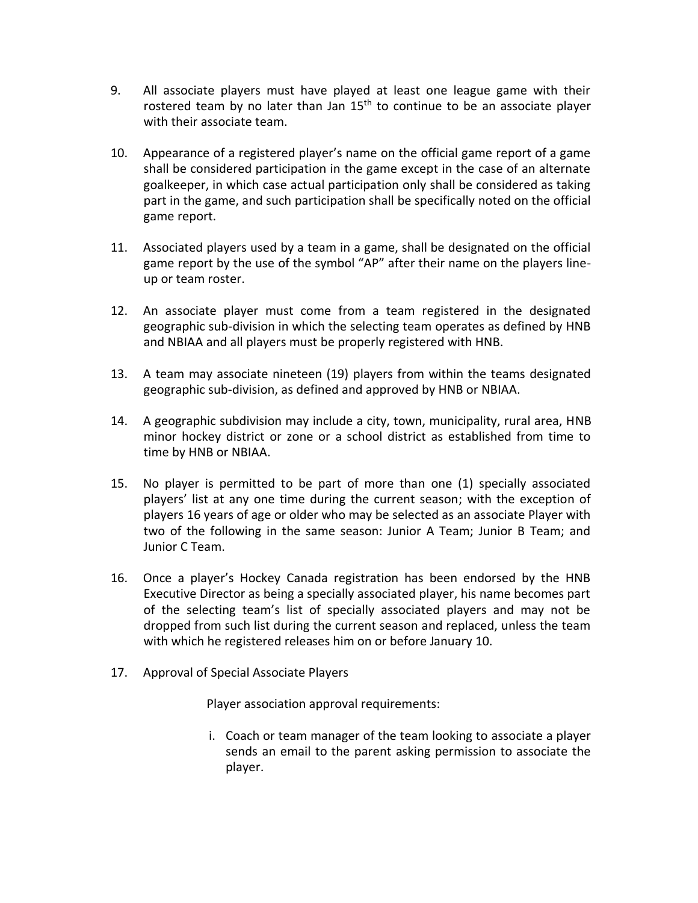9. All associate players must have played at least one league game with their rostered team by no later than Jan 15th to continue to be an associate player with their associate team.

10. Appearance of a registered player's name on the official game report of a game shall be considered participation in the game except in the case of an alternate goalkeeper, in which case actual participation only shall be considered as taking part in the game, and such participation shall be specifically noted on the official game report.

11. Associated players used by a team in a game, shall be designated on the official game report by the use of the symbol "AP" after their name on the players line-up or team roster.

12. An associate player must come from a team registered in the designated geographic sub-division in which the selecting team operates as defined by HNB and NBIAA and all players must be properly registered with HNB.

13. A team may associate nineteen (19) players from within the teams designated geographic sub-division, as defined and approved by HNB or NBIAA.

14. A geographic subdivision may include a city, town, municipality, rural area, HNB minor hockey district or zone or a school district as established from time to time by HNB or NBIAA.

15. No player is permitted to be part of more than one (1) specially associated players' list at any one time during the current season; with the exception of players 16 years of age or older who may be selected as an associate Player with two of the following in the same season: Junior A Team; Junior B Team; and Junior C Team.

16. Once a player's Hockey Canada registration has been endorsed by the HNB Executive Director as being a specially associated player, his name becomes part of the selecting team's list of specially associated players and may not be dropped from such list during the current season and replaced, unless the team with which he registered releases him on or before January 10.

17. Approval of Special Associate Players

    Player association approval requirements:

    i. Coach or team manager of the team looking to associate a player sends an email to the parent asking permission to associate the player.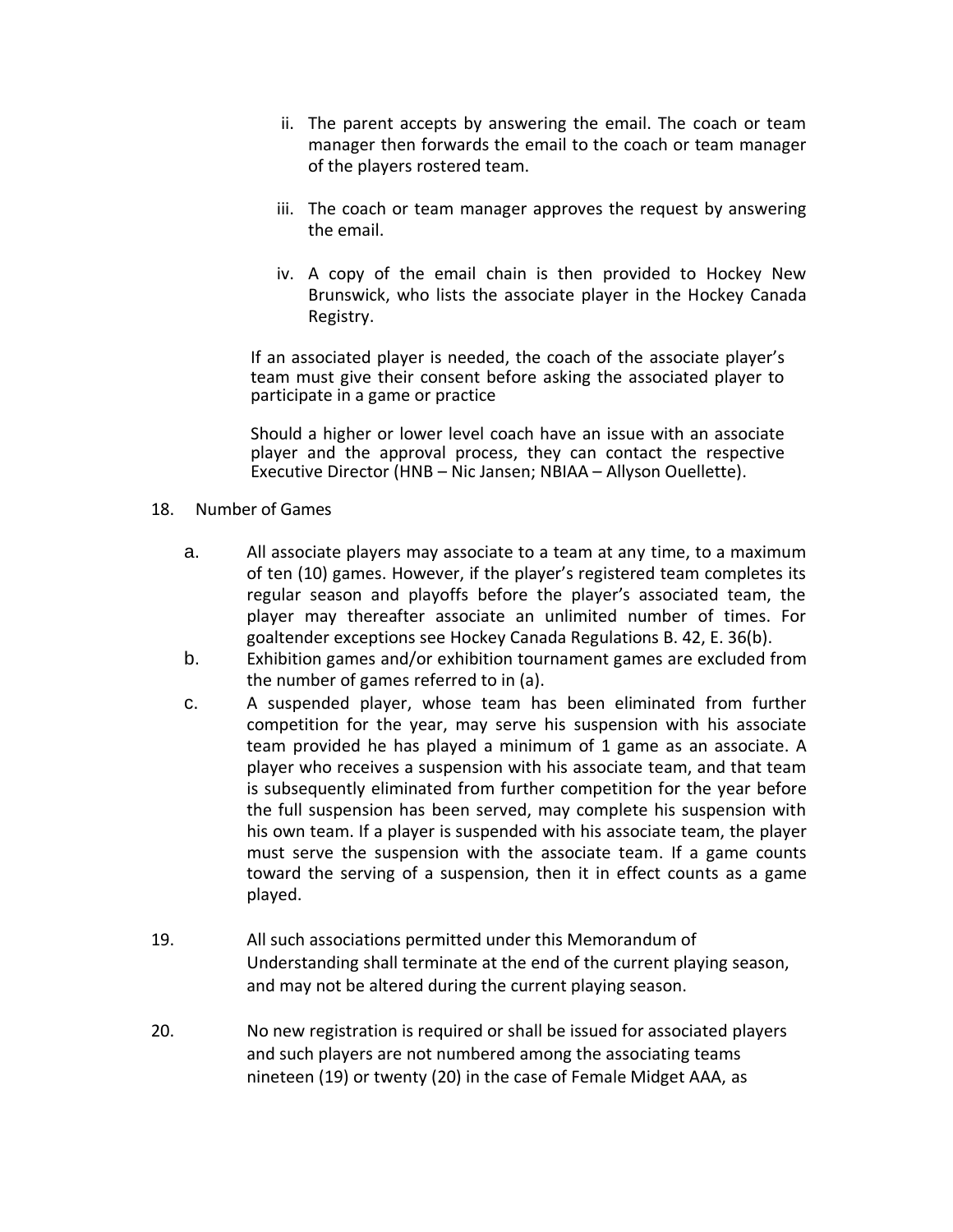ii. The parent accepts by answering the email. The coach or team manager then forwards the email to the coach or team manager of the players rostered team.

iii. The coach or team manager approves the request by answering the email.

iv. A copy of the email chain is then provided to Hockey New Brunswick, who lists the associate player in the Hockey Canada Registry.

If an associated player is needed, the coach of the associate player's team must give their consent before asking the associated player to participate in a game or practice

Should a higher or lower level coach have an issue with an associate player and the approval process, they can contact the respective Executive Director (HNB – Nic Jansen; NBIAA – Allyson Ouellette).

18. Number of Games

a. All associate players may associate to a team at any time, to a maximum of ten (10) games. However, if the player's registered team completes its regular season and playoffs before the player's associated team, the player may thereafter associate an unlimited number of times. For goaltender exceptions see Hockey Canada Regulations B. 42, E. 36(b).

b. Exhibition games and/or exhibition tournament games are excluded from the number of games referred to in (a).

c. A suspended player, whose team has been eliminated from further competition for the year, may serve his suspension with his associate team provided he has played a minimum of 1 game as an associate. A player who receives a suspension with his associate team, and that team is subsequently eliminated from further competition for the year before the full suspension has been served, may complete his suspension with his own team. If a player is suspended with his associate team, the player must serve the suspension with the associate team. If a game counts toward the serving of a suspension, then it in effect counts as a game played.

19. All such associations permitted under this Memorandum of Understanding shall terminate at the end of the current playing season, and may not be altered during the current playing season.

20. No new registration is required or shall be issued for associated players and such players are not numbered among the associating teams nineteen (19) or twenty (20) in the case of Female Midget AAA, as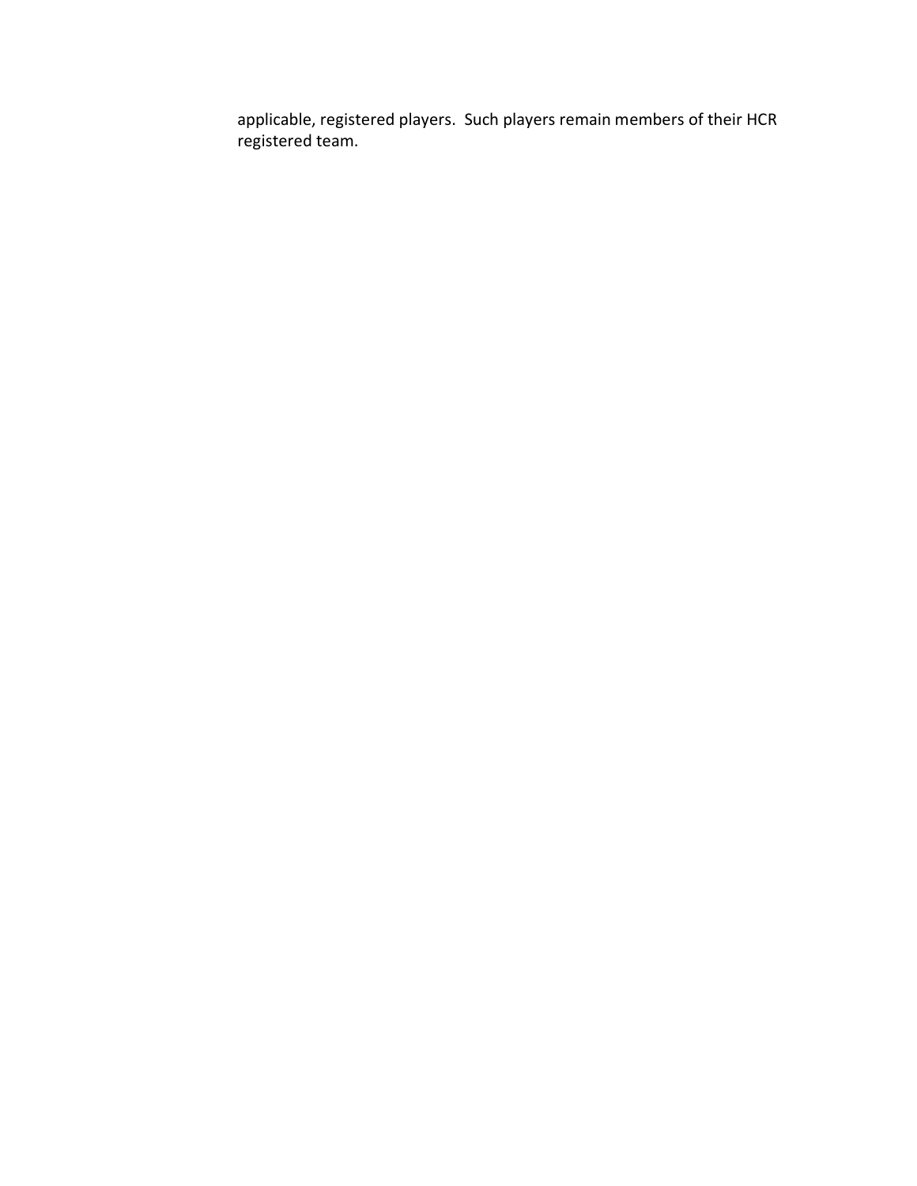applicable, registered players. Such players remain members of their HCR registered team.